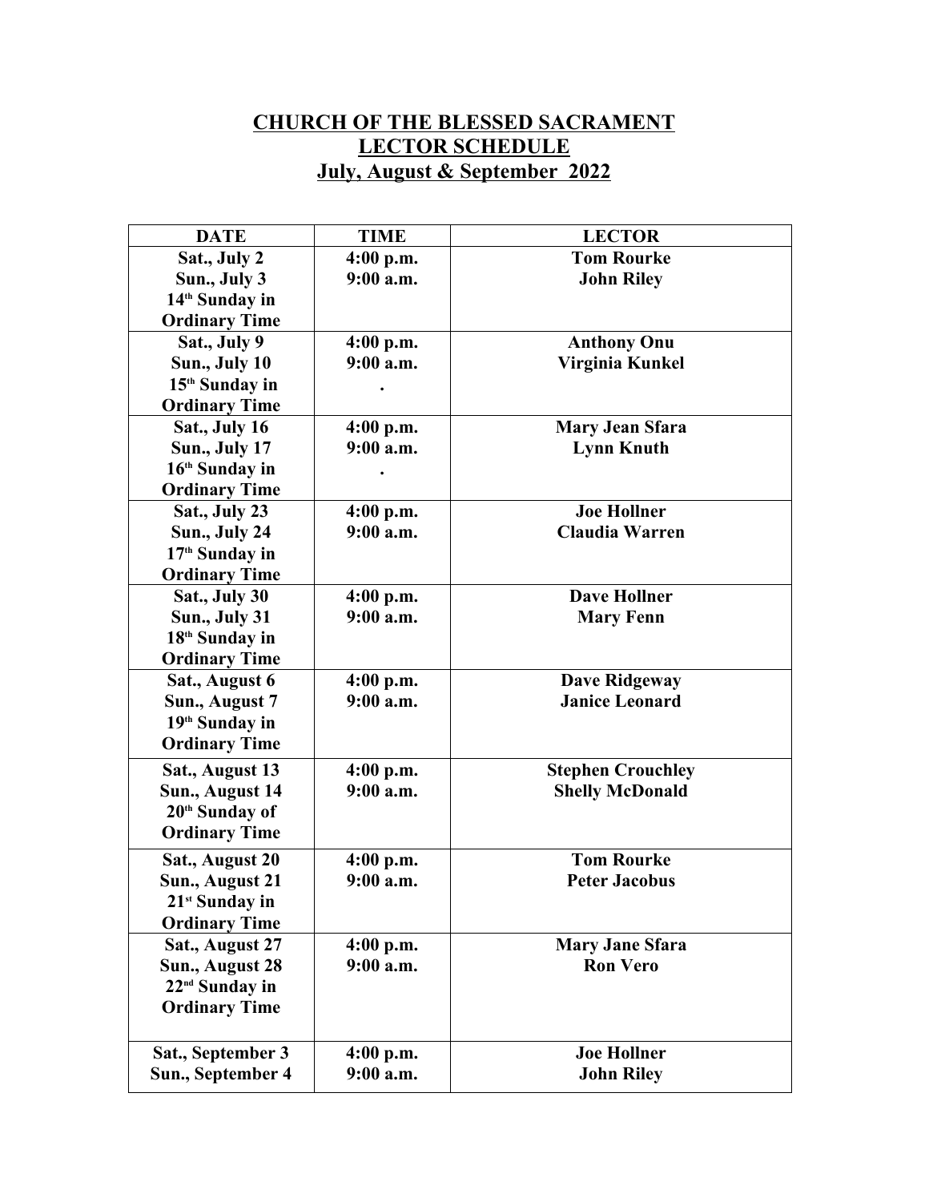# CHURCH OF THE BLESSED SACRAMENT
# LECTOR SCHEDULE
## July, August & September 2022

| DATE | TIME | LECTOR |
|---|---|---|
| Sat., July 2<br>Sun., July 3<br>14th Sunday in Ordinary Time | 4:00 p.m.<br>9:00 a.m. | Tom Rourke<br>John Riley |
| Sat., July 9<br>Sun., July 10<br>15th Sunday in Ordinary Time | 4:00 p.m.<br>9:00 a.m.<br>. | Anthony Onu<br>Virginia Kunkel |
| Sat., July 16<br>Sun., July 17<br>16th Sunday in Ordinary Time | 4:00 p.m.<br>9:00 a.m.<br>. | Mary Jean Sfara<br>Lynn Knuth |
| Sat., July 23<br>Sun., July 24<br>17th Sunday in Ordinary Time | 4:00 p.m.<br>9:00 a.m. | Joe Hollner<br>Claudia Warren |
| Sat., July 30<br>Sun., July 31<br>18th Sunday in Ordinary Time | 4:00 p.m.<br>9:00 a.m. | Dave Hollner<br>Mary Fenn |
| Sat., August 6<br>Sun., August 7<br>19th Sunday in Ordinary Time | 4:00 p.m.<br>9:00 a.m. | Dave Ridgeway<br>Janice Leonard |
| Sat., August 13<br>Sun., August 14<br>20th Sunday of Ordinary Time | 4:00 p.m.<br>9:00 a.m. | Stephen Crouchley<br>Shelly McDonald |
| Sat., August 20<br>Sun., August 21<br>21st Sunday in Ordinary Time | 4:00 p.m.<br>9:00 a.m. | Tom Rourke<br>Peter Jacobus |
| Sat., August 27<br>Sun., August 28<br>22nd Sunday in Ordinary Time | 4:00 p.m.<br>9:00 a.m. | Mary Jane Sfara<br>Ron Vero |
| Sat., September 3<br>Sun., September 4 | 4:00 p.m.<br>9:00 a.m. | Joe Hollner<br>John Riley |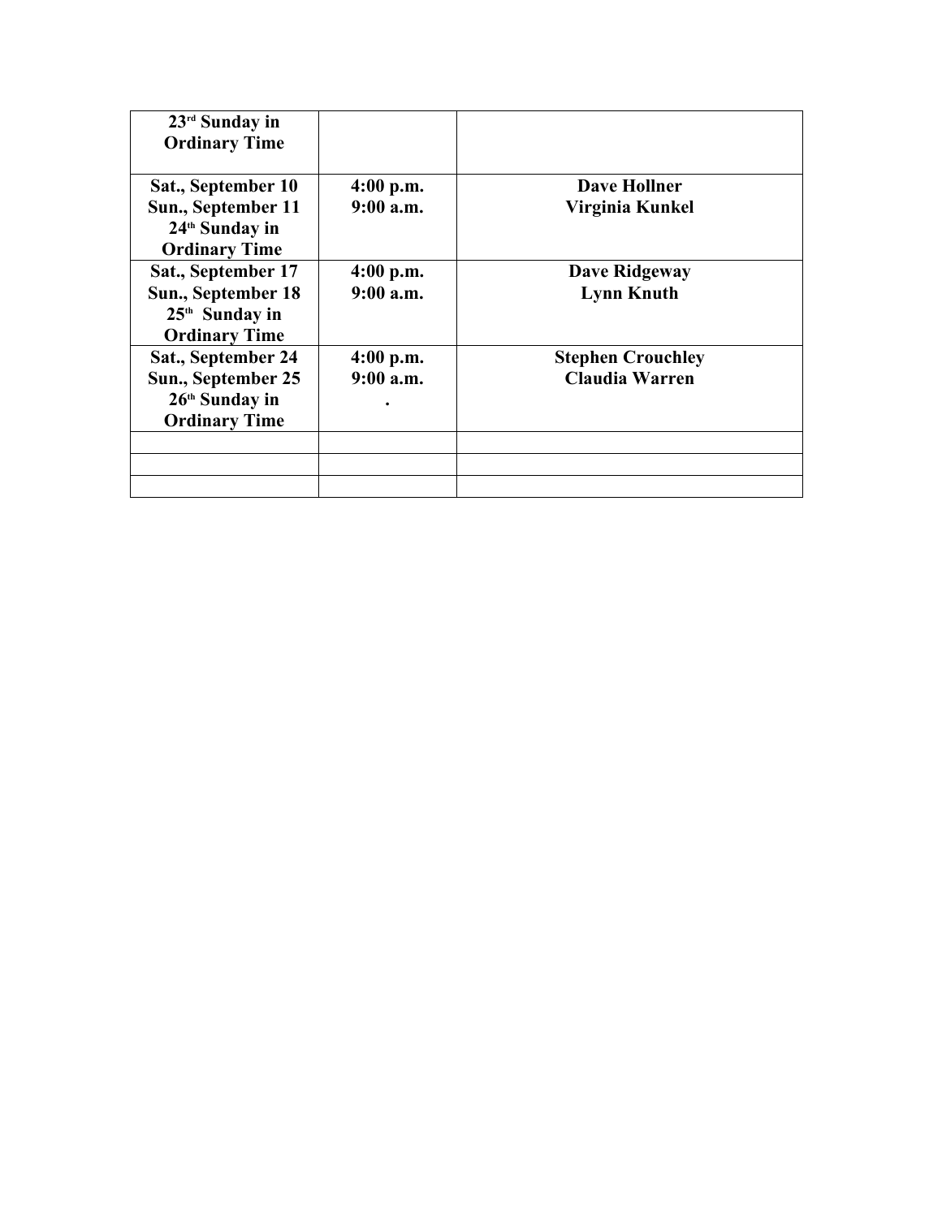| | | |
|---|---|---|
| **23rd Sunday in Ordinary Time** | | |
| **Sat., September 10**<br>**Sun., September 11**<br>**24th Sunday in Ordinary Time** | **4:00 p.m.**<br>**9:00 a.m.** | **Dave Hollner**<br>**Virginia Kunkel** |
| **Sat., September 17**<br>**Sun., September 18**<br>**25th Sunday in Ordinary Time** | **4:00 p.m.**<br>**9:00 a.m.** | **Dave Ridgeway**<br>**Lynn Knuth** |
| **Sat., September 24**<br>**Sun., September 25**<br>**26th Sunday in Ordinary Time** | **4:00 p.m.**<br>**9:00 a.m.**<br>**.** | **Stephen Crouchley**<br>**Claudia Warren** |
| | | |
| | | |
| | | |